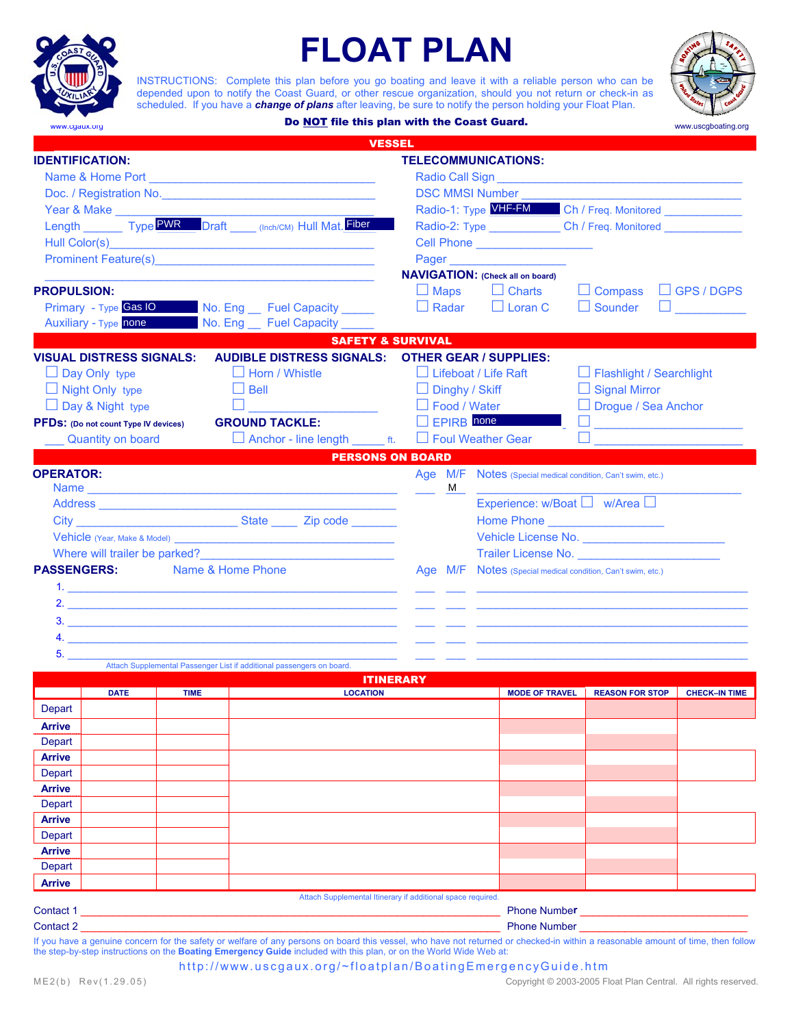# FLOAT PLAN

INSTRUCTIONS: Complete this plan before you go boating and leave it with a reliable person who can be depended upon to notify the Coast Guard, or other rescue organization, should you not return or check-in as scheduled. If you have a ***change of plans*** after leaving, be sure to notify the person holding your Float Plan.

www.cgaux.org

**Do NOT file this plan with the Coast Guard.**

www.uscgboating.org

## VESSEL

### IDENTIFICATION:

Name & Home Port ______________________________

Doc. / Registration No.______________________________

Year & Make ______________________________

Length ______ Type PWR Draft ____ (Inch/CM) Hull Mat. Fiber

Hull Color(s)______________________________

Prominent Feature(s)______________________________

______________________________

### TELECOMMUNICATIONS:

Radio Call Sign ______________________________

DSC MMSI Number ______________________________

Radio-1: Type VHF-FM Ch / Freq. Monitored ____________

Radio-2: Type ____________ Ch / Freq. Monitored ____________

Cell Phone ________________

Pager ________________

### PROPULSION:

Primary - Type Gas IO No. Eng __ Fuel Capacity _____

Auxiliary - Type none No. Eng __ Fuel Capacity _____

### NAVIGATION: (Check all on board)

☐ Maps ☐ Charts ☐ Compass ☐ GPS / DGPS

☐ Radar ☐ Loran C ☐ Sounder ☐ ____________

## SAFETY & SURVIVAL

### VISUAL DISTRESS SIGNALS:

☐ Day Only type

☐ Night Only type

☐ Day & Night type

**PFDs:** (Do not count Type IV devices)

___ Quantity on board

### AUDIBLE DISTRESS SIGNALS:

☐ Horn / Whistle

☐ Bell

☐ ________________

### GROUND TACKLE:

☐ Anchor - line length _____ ft.

### OTHER GEAR / SUPPLIES:

☐ Lifeboat / Life Raft ☐ Flashlight / Searchlight

☐ Dinghy / Skiff ☐ Signal Mirror

☐ Food / Water ☐ Drogue / Sea Anchor

☐ EPIRB none ☐ ________________

☐ Foul Weather Gear ☐ ________________

## PERSONS ON BOARD

### OPERATOR:

Name ______________________________ Age ___ M/F M Notes (Special medical condition, Can't swim, etc.) ______________________________

Address ______________________________ Experience: w/Boat ☐ w/Area ☐

City ________________ State ____ Zip code ________ Home Phone ________________

Vehicle (Year, Make & Model) ______________________________ Vehicle License No. ________________

Where will trailer be parked?______________________________ Trailer License No. ________________

### PASSENGERS:

| | Name & Home Phone | Age | M/F | Notes (Special medical condition, Can't swim, etc.) |
|---|---|---|---|---|
| 1. | | | | |
| 2. | | | | |
| 3. | | | | |
| 4. | | | | |
| 5. | | | | |

Attach Supplemental Passenger List if additional passengers on board.

## ITINERARY

| | DATE | TIME | LOCATION | MODE OF TRAVEL | REASON FOR STOP | CHECK-IN TIME |
|---|---|---|---|---|---|---|
| Depart | | | | | | |
| Arrive | | | | | | |
| Depart | | | | | | |
| Arrive | | | | | | |
| Depart | | | | | | |
| Arrive | | | | | | |
| Depart | | | | | | |
| Arrive | | | | | | |
| Depart | | | | | | |
| Arrive | | | | | | |
| Depart | | | | | | |
| Arrive | | | | | | |

Attach Supplemental Itinerary if additional space required.

Contact 1 ______________________________ Phone Number ________________

Contact 2 ______________________________ Phone Number ________________

If you have a genuine concern for the safety or welfare of any persons on board this vessel, who have not returned or checked-in within a reasonable amount of time, then follow the step-by-step instructions on the **Boating Emergency Guide** included with this plan, or on the World Wide Web at:

http://www.uscgaux.org/~floatplan/BoatingEmergencyGuide.htm

ME2(b) Rev(1.29.05)

Copyright © 2003-2005 Float Plan Central. All rights reserved.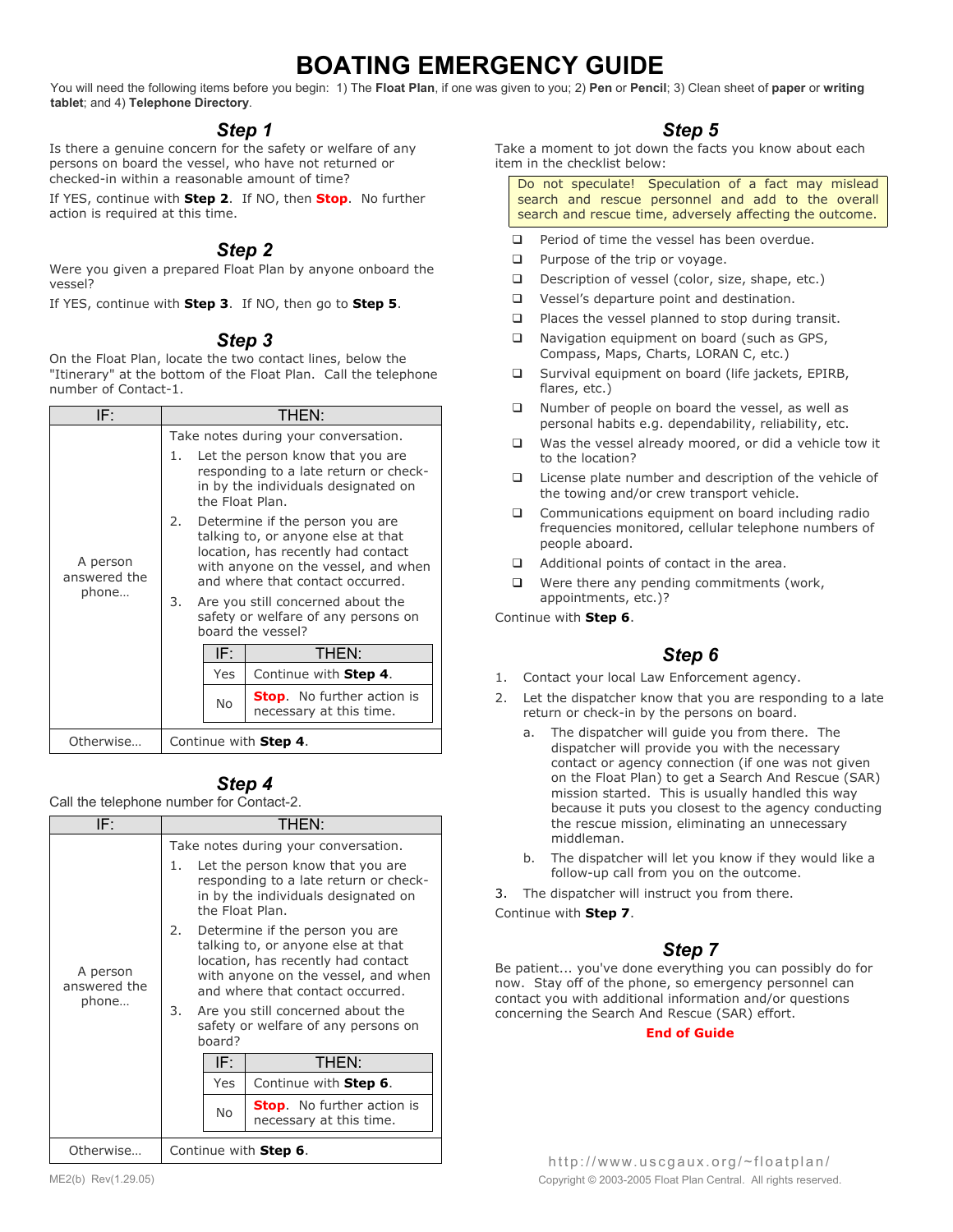# BOATING EMERGENCY GUIDE

You will need the following items before you begin: 1) The **Float Plan**, if one was given to you; 2) **Pen** or **Pencil**; 3) Clean sheet of **paper** or **writing tablet**; and 4) **Telephone Directory**.

## *Step 1*

Is there a genuine concern for the safety or welfare of any persons on board the vessel, who have not returned or checked-in within a reasonable amount of time?

If YES, continue with **Step 2**. If NO, then **Stop**. No further action is required at this time.

## *Step 2*

Were you given a prepared Float Plan by anyone onboard the vessel?

If YES, continue with **Step 3**. If NO, then go to **Step 5**.

## *Step 3*

On the Float Plan, locate the two contact lines, below the "Itinerary" at the bottom of the Float Plan. Call the telephone number of Contact-1.

| IF: | THEN: |
|---|---|
| A person answered the phone… | Take notes during your conversation.<br>1. Let the person know that you are responding to a late return or check-in by the individuals designated on the Float Plan.<br>2. Determine if the person you are talking to, or anyone else at that location, has recently had contact with anyone on the vessel, and when and where that contact occurred.<br>3. Are you still concerned about the safety or welfare of any persons on board the vessel?<br>IF: Yes — THEN: Continue with **Step 4**.<br>IF: No — THEN: **Stop**. No further action is necessary at this time. |
| Otherwise… | Continue with **Step 4**. |

## *Step 4*

Call the telephone number for Contact-2.

| IF: | THEN: |
|---|---|
| A person answered the phone… | Take notes during your conversation.<br>1. Let the person know that you are responding to a late return or check-in by the individuals designated on the Float Plan.<br>2. Determine if the person you are talking to, or anyone else at that location, has recently had contact with anyone on the vessel, and when and where that contact occurred.<br>3. Are you still concerned about the safety or welfare of any persons on board?<br>IF: Yes — THEN: Continue with **Step 6**.<br>IF: No — THEN: **Stop**. No further action is necessary at this time. |
| Otherwise… | Continue with **Step 6**. |

## *Step 5*

Take a moment to jot down the facts you know about each item in the checklist below:

> Do not speculate! Speculation of a fact may mislead search and rescue personnel and add to the overall search and rescue time, adversely affecting the outcome.

- ❑ Period of time the vessel has been overdue.
- ❑ Purpose of the trip or voyage.
- ❑ Description of vessel (color, size, shape, etc.)
- ❑ Vessel's departure point and destination.
- ❑ Places the vessel planned to stop during transit.
- ❑ Navigation equipment on board (such as GPS, Compass, Maps, Charts, LORAN C, etc.)
- ❑ Survival equipment on board (life jackets, EPIRB, flares, etc.)
- ❑ Number of people on board the vessel, as well as personal habits e.g. dependability, reliability, etc.
- ❑ Was the vessel already moored, or did a vehicle tow it to the location?
- ❑ License plate number and description of the vehicle of the towing and/or crew transport vehicle.
- ❑ Communications equipment on board including radio frequencies monitored, cellular telephone numbers of people aboard.
- ❑ Additional points of contact in the area.
- ❑ Were there any pending commitments (work, appointments, etc.)?

Continue with **Step 6**.

## *Step 6*

1. Contact your local Law Enforcement agency.
2. Let the dispatcher know that you are responding to a late return or check-in by the persons on board.
   a. The dispatcher will guide you from there. The dispatcher will provide you with the necessary contact or agency connection (if one was not given on the Float Plan) to get a Search And Rescue (SAR) mission started. This is usually handled this way because it puts you closest to the agency conducting the rescue mission, eliminating an unnecessary middleman.
   b. The dispatcher will let you know if they would like a follow-up call from you on the outcome.
3. The dispatcher will instruct you from there.

Continue with **Step 7**.

## *Step 7*

Be patient... you've done everything you can possibly do for now. Stay off of the phone, so emergency personnel can contact you with additional information and/or questions concerning the Search And Rescue (SAR) effort.

**End of Guide**

ME2(b) Rev(1.29.05)

http://www.uscgaux.org/~floatplan/

Copyright © 2003-2005 Float Plan Central. All rights reserved.